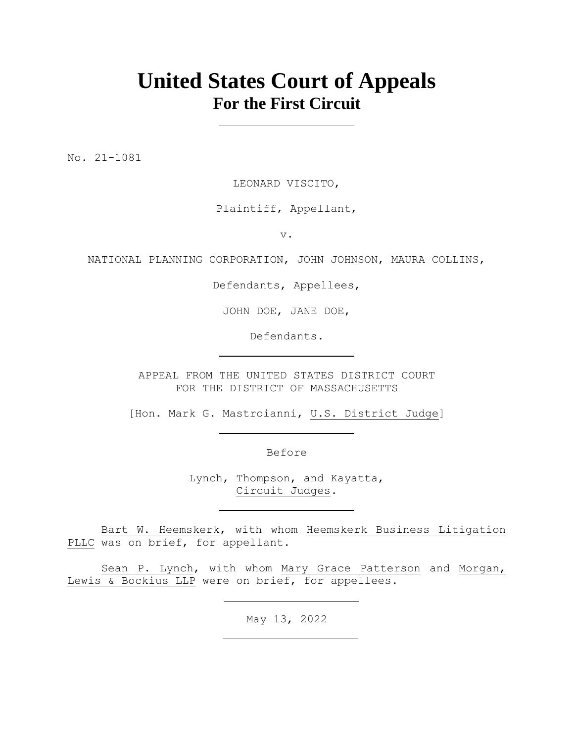# United States Court of Appeals
## For the First Circuit

---

No. 21-1081

LEONARD VISCITO,

Plaintiff, Appellant,

v.

NATIONAL PLANNING CORPORATION, JOHN JOHNSON, MAURA COLLINS,

Defendants, Appellees,

JOHN DOE, JANE DOE,

Defendants.

---

APPEAL FROM THE UNITED STATES DISTRICT COURT
FOR THE DISTRICT OF MASSACHUSETTS

[Hon. Mark G. Mastroianni, U.S. District Judge]

---

Before

Lynch, Thompson, and Kayatta,
Circuit Judges.

---

Bart W. Heemskerk, with whom Heemskerk Business Litigation PLLC was on brief, for appellant.

Sean P. Lynch, with whom Mary Grace Patterson and Morgan, Lewis & Bockius LLP were on brief, for appellees.

---

May 13, 2022

---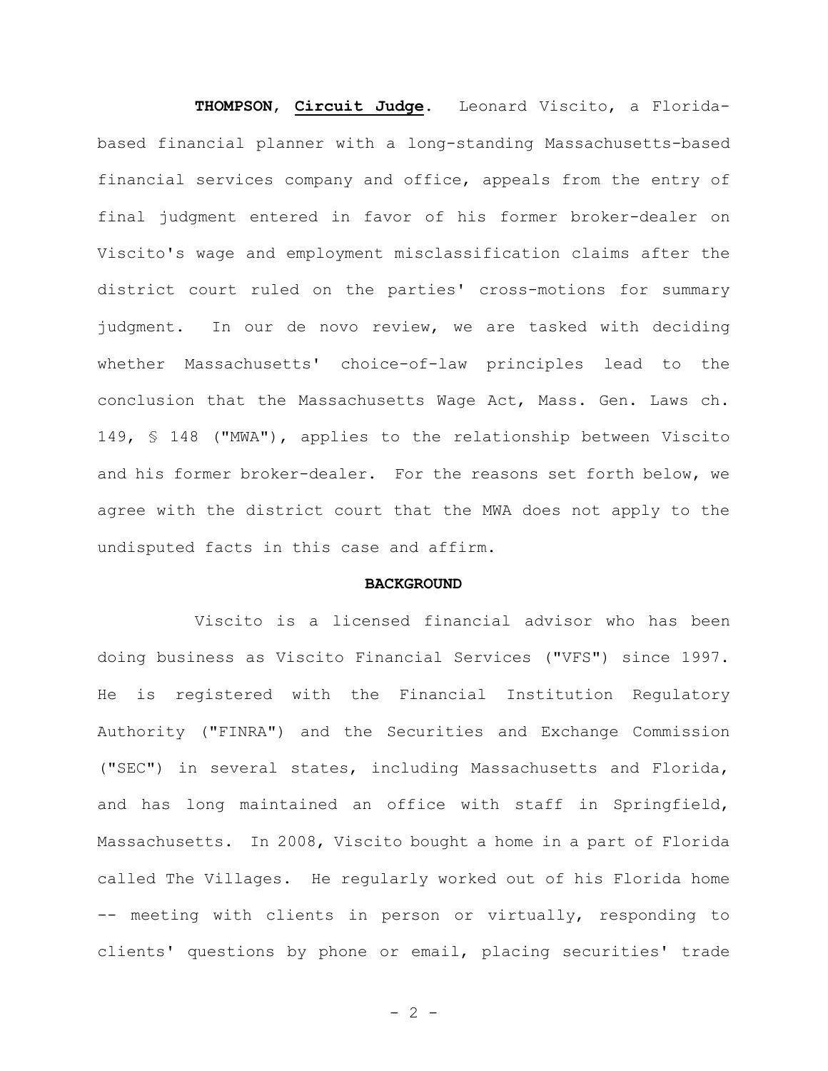**THOMPSON**, **Circuit Judge**. Leonard Viscito, a Florida-based financial planner with a long-standing Massachusetts-based financial services company and office, appeals from the entry of final judgment entered in favor of his former broker-dealer on Viscito's wage and employment misclassification claims after the district court ruled on the parties' cross-motions for summary judgment. In our de novo review, we are tasked with deciding whether Massachusetts' choice-of-law principles lead to the conclusion that the Massachusetts Wage Act, Mass. Gen. Laws ch. 149, § 148 ("MWA"), applies to the relationship between Viscito and his former broker-dealer. For the reasons set forth below, we agree with the district court that the MWA does not apply to the undisputed facts in this case and affirm.

## BACKGROUND

Viscito is a licensed financial advisor who has been doing business as Viscito Financial Services ("VFS") since 1997. He is registered with the Financial Institution Regulatory Authority ("FINRA") and the Securities and Exchange Commission ("SEC") in several states, including Massachusetts and Florida, and has long maintained an office with staff in Springfield, Massachusetts. In 2008, Viscito bought a home in a part of Florida called The Villages. He regularly worked out of his Florida home -- meeting with clients in person or virtually, responding to clients' questions by phone or email, placing securities' trade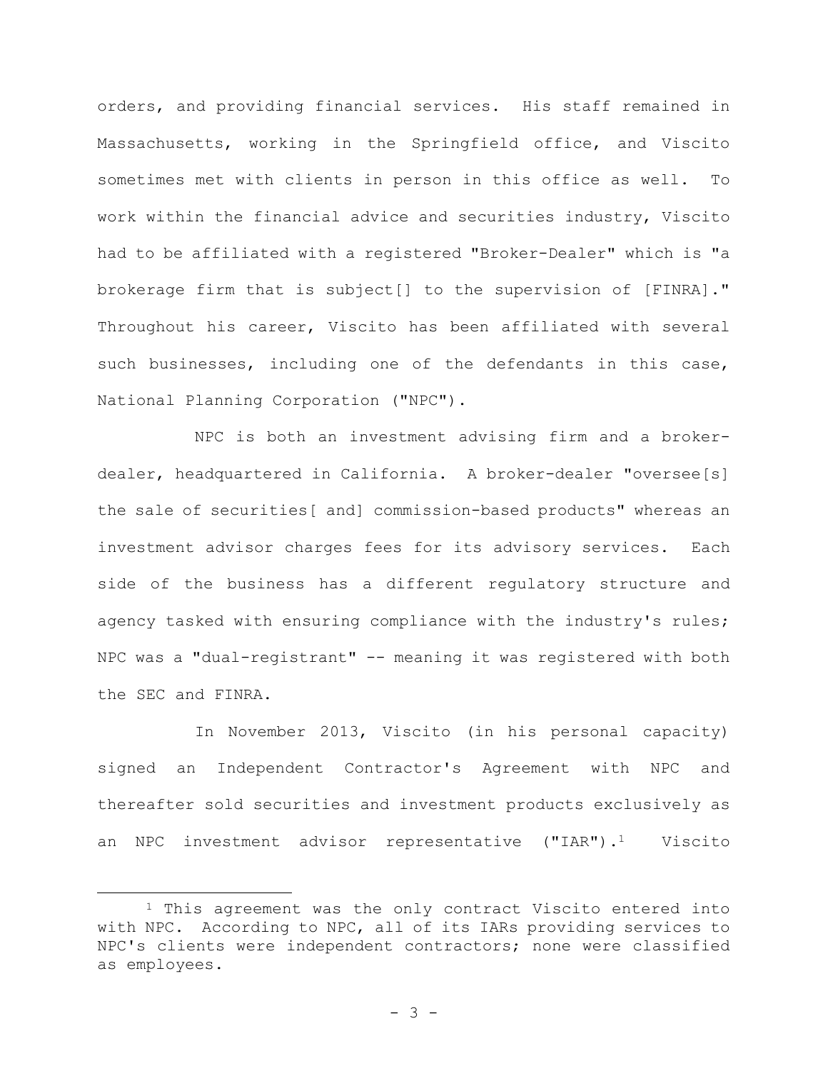orders, and providing financial services. His staff remained in Massachusetts, working in the Springfield office, and Viscito sometimes met with clients in person in this office as well. To work within the financial advice and securities industry, Viscito had to be affiliated with a registered "Broker-Dealer" which is "a brokerage firm that is subject[] to the supervision of [FINRA]." Throughout his career, Viscito has been affiliated with several such businesses, including one of the defendants in this case, National Planning Corporation ("NPC").

NPC is both an investment advising firm and a broker-dealer, headquartered in California. A broker-dealer "oversee[s] the sale of securities[ and] commission-based products" whereas an investment advisor charges fees for its advisory services. Each side of the business has a different regulatory structure and agency tasked with ensuring compliance with the industry's rules; NPC was a "dual-registrant" -- meaning it was registered with both the SEC and FINRA.

In November 2013, Viscito (in his personal capacity) signed an Independent Contractor's Agreement with NPC and thereafter sold securities and investment products exclusively as an NPC investment advisor representative ("IAR").[1] Viscito

[1] This agreement was the only contract Viscito entered into with NPC. According to NPC, all of its IARs providing services to NPC's clients were independent contractors; none were classified as employees.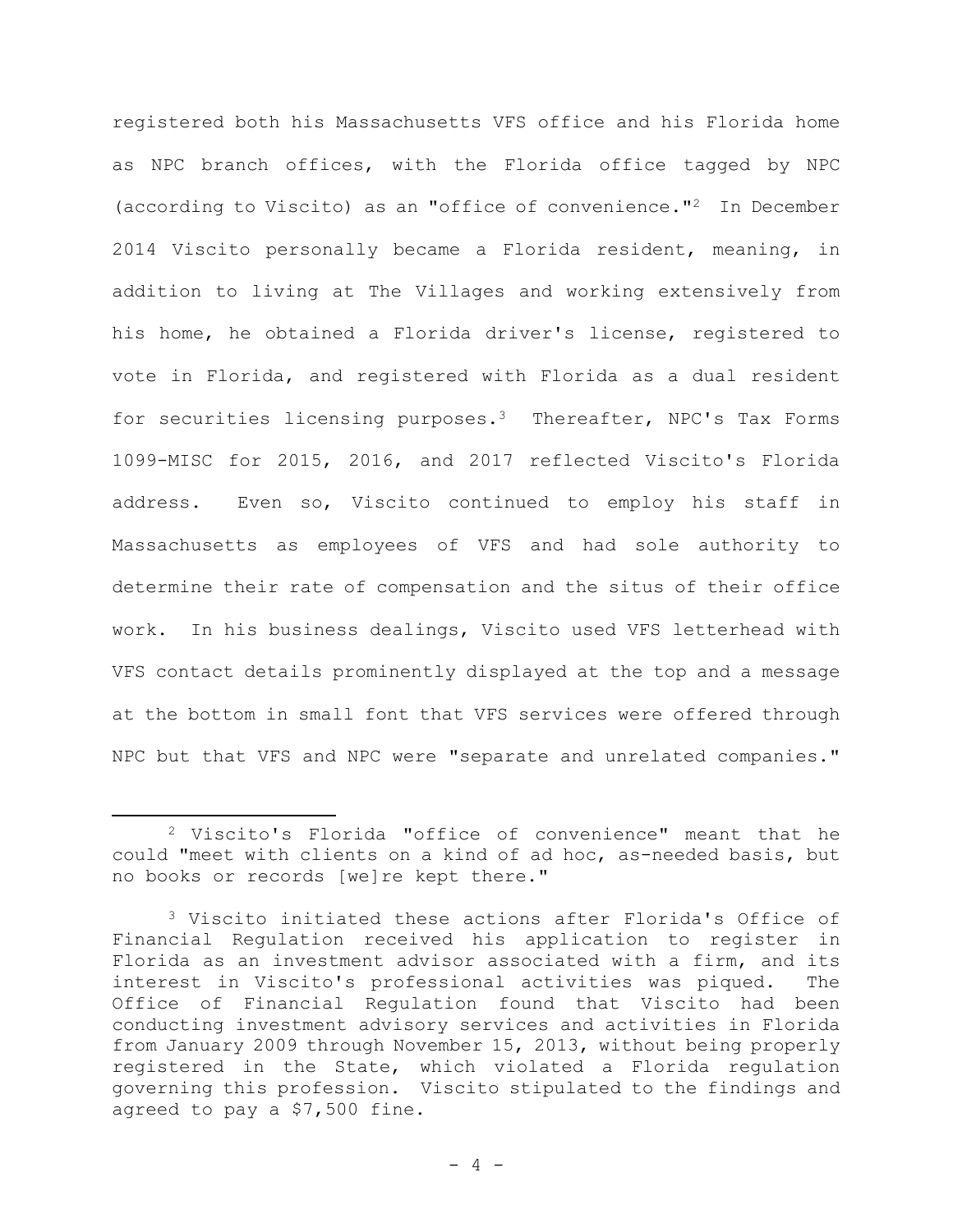registered both his Massachusetts VFS office and his Florida home as NPC branch offices, with the Florida office tagged by NPC (according to Viscito) as an "office of convenience."[2] In December 2014 Viscito personally became a Florida resident, meaning, in addition to living at The Villages and working extensively from his home, he obtained a Florida driver's license, registered to vote in Florida, and registered with Florida as a dual resident for securities licensing purposes.[3] Thereafter, NPC's Tax Forms 1099-MISC for 2015, 2016, and 2017 reflected Viscito's Florida address. Even so, Viscito continued to employ his staff in Massachusetts as employees of VFS and had sole authority to determine their rate of compensation and the situs of their office work. In his business dealings, Viscito used VFS letterhead with VFS contact details prominently displayed at the top and a message at the bottom in small font that VFS services were offered through NPC but that VFS and NPC were "separate and unrelated companies."

---

[2] Viscito's Florida "office of convenience" meant that he could "meet with clients on a kind of ad hoc, as-needed basis, but no books or records [we]re kept there."

[3] Viscito initiated these actions after Florida's Office of Financial Regulation received his application to register in Florida as an investment advisor associated with a firm, and its interest in Viscito's professional activities was piqued. The Office of Financial Regulation found that Viscito had been conducting investment advisory services and activities in Florida from January 2009 through November 15, 2013, without being properly registered in the State, which violated a Florida regulation governing this profession. Viscito stipulated to the findings and agreed to pay a $7,500 fine.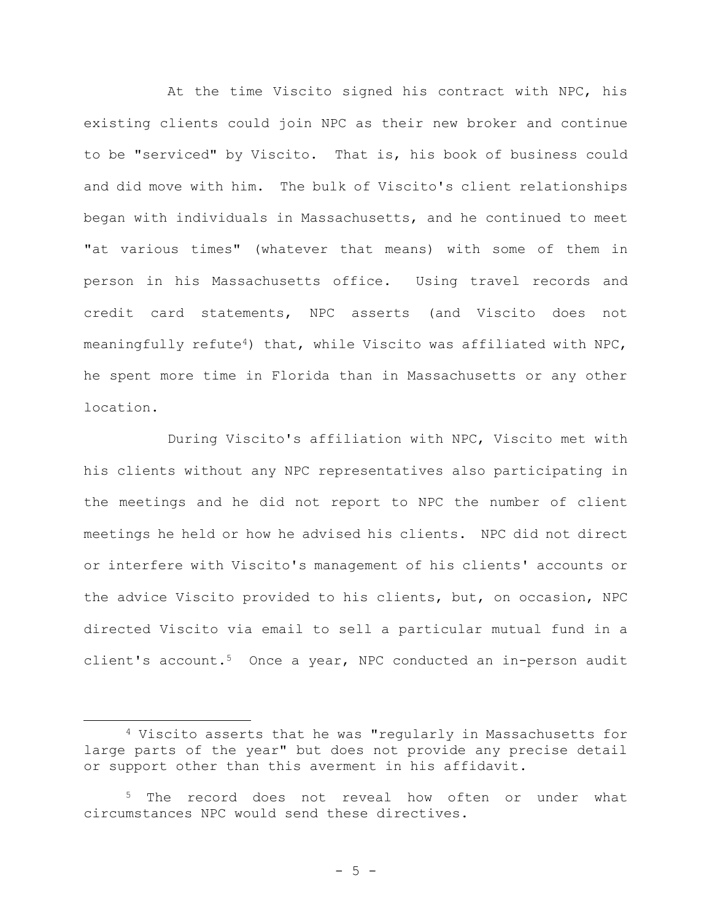At the time Viscito signed his contract with NPC, his existing clients could join NPC as their new broker and continue to be "serviced" by Viscito. That is, his book of business could and did move with him. The bulk of Viscito's client relationships began with individuals in Massachusetts, and he continued to meet "at various times" (whatever that means) with some of them in person in his Massachusetts office. Using travel records and credit card statements, NPC asserts (and Viscito does not meaningfully refute[4]) that, while Viscito was affiliated with NPC, he spent more time in Florida than in Massachusetts or any other location.

During Viscito's affiliation with NPC, Viscito met with his clients without any NPC representatives also participating in the meetings and he did not report to NPC the number of client meetings he held or how he advised his clients. NPC did not direct or interfere with Viscito's management of his clients' accounts or the advice Viscito provided to his clients, but, on occasion, NPC directed Viscito via email to sell a particular mutual fund in a client's account.[5] Once a year, NPC conducted an in-person audit

---

[4] Viscito asserts that he was "regularly in Massachusetts for large parts of the year" but does not provide any precise detail or support other than this averment in his affidavit.

[5] The record does not reveal how often or under what circumstances NPC would send these directives.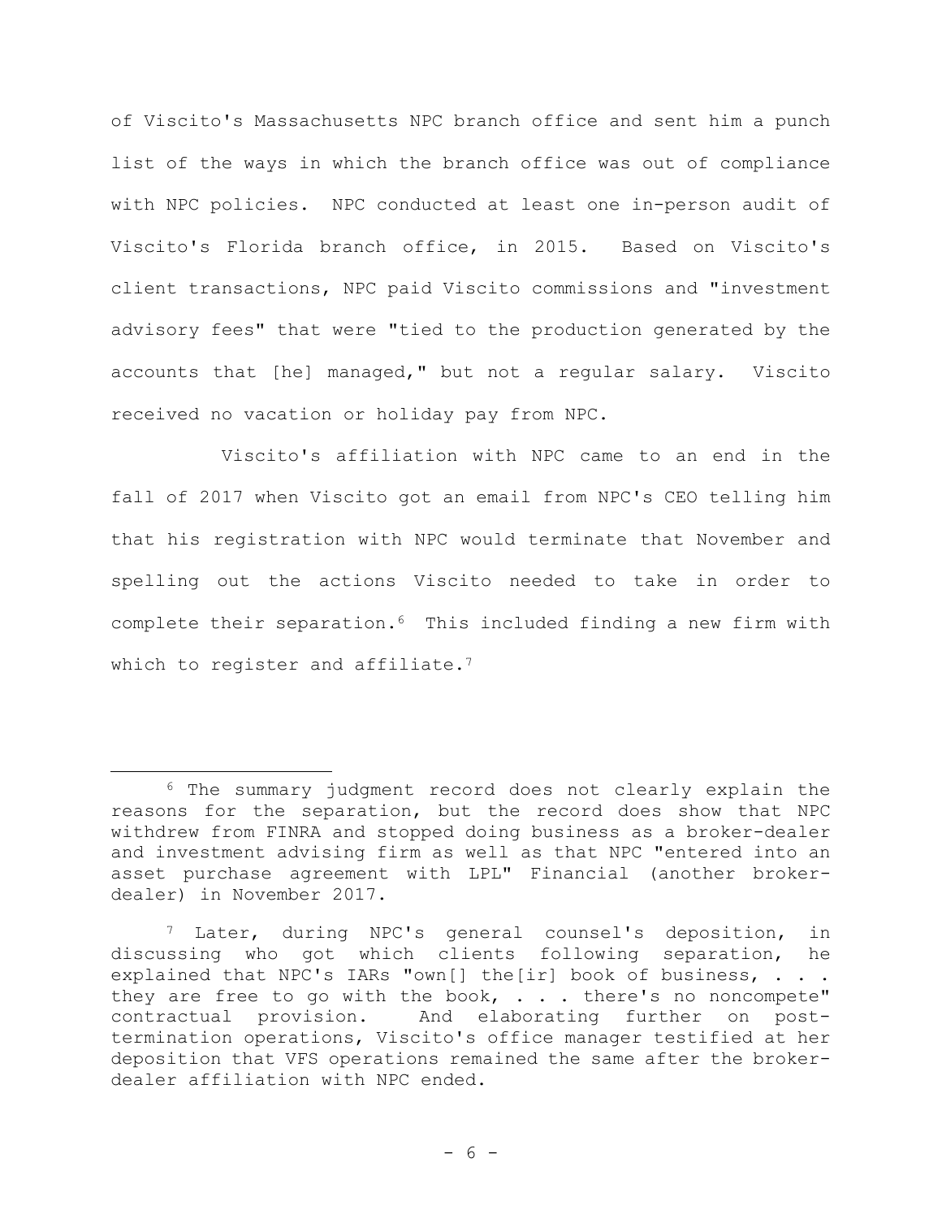of Viscito's Massachusetts NPC branch office and sent him a punch list of the ways in which the branch office was out of compliance with NPC policies. NPC conducted at least one in-person audit of Viscito's Florida branch office, in 2015. Based on Viscito's client transactions, NPC paid Viscito commissions and "investment advisory fees" that were "tied to the production generated by the accounts that [he] managed," but not a regular salary. Viscito received no vacation or holiday pay from NPC.

Viscito's affiliation with NPC came to an end in the fall of 2017 when Viscito got an email from NPC's CEO telling him that his registration with NPC would terminate that November and spelling out the actions Viscito needed to take in order to complete their separation.[6] This included finding a new firm with which to register and affiliate.[7]

---

[6] The summary judgment record does not clearly explain the reasons for the separation, but the record does show that NPC withdrew from FINRA and stopped doing business as a broker-dealer and investment advising firm as well as that NPC "entered into an asset purchase agreement with LPL" Financial (another broker-dealer) in November 2017.

[7] Later, during NPC's general counsel's deposition, in discussing who got which clients following separation, he explained that NPC's IARs "own[] the[ir] book of business, . . . they are free to go with the book, . . . there's no noncompete" contractual provision. And elaborating further on post-termination operations, Viscito's office manager testified at her deposition that VFS operations remained the same after the broker-dealer affiliation with NPC ended.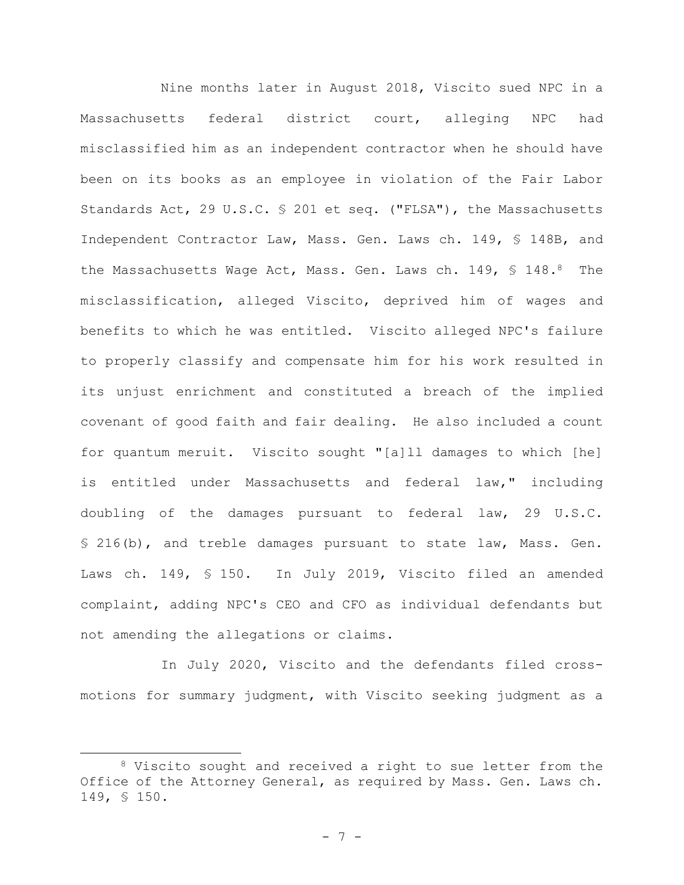Nine months later in August 2018, Viscito sued NPC in a Massachusetts federal district court, alleging NPC had misclassified him as an independent contractor when he should have been on its books as an employee in violation of the Fair Labor Standards Act, 29 U.S.C. § 201 et seq. ("FLSA"), the Massachusetts Independent Contractor Law, Mass. Gen. Laws ch. 149, § 148B, and the Massachusetts Wage Act, Mass. Gen. Laws ch. 149, § 148.[8] The misclassification, alleged Viscito, deprived him of wages and benefits to which he was entitled. Viscito alleged NPC's failure to properly classify and compensate him for his work resulted in its unjust enrichment and constituted a breach of the implied covenant of good faith and fair dealing. He also included a count for quantum meruit. Viscito sought "[a]ll damages to which [he] is entitled under Massachusetts and federal law," including doubling of the damages pursuant to federal law, 29 U.S.C. § 216(b), and treble damages pursuant to state law, Mass. Gen. Laws ch. 149, § 150. In July 2019, Viscito filed an amended complaint, adding NPC's CEO and CFO as individual defendants but not amending the allegations or claims.

In July 2020, Viscito and the defendants filed cross-motions for summary judgment, with Viscito seeking judgment as a

[8] Viscito sought and received a right to sue letter from the Office of the Attorney General, as required by Mass. Gen. Laws ch. 149, § 150.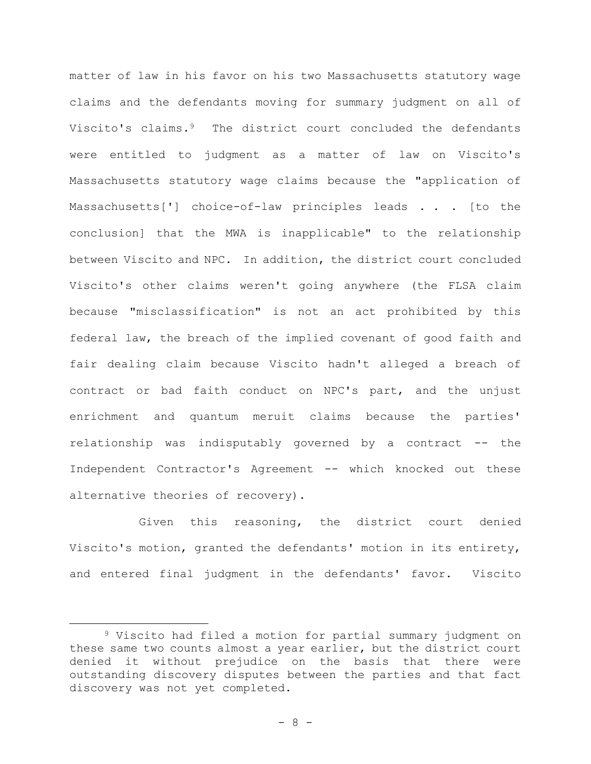matter of law in his favor on his two Massachusetts statutory wage claims and the defendants moving for summary judgment on all of Viscito's claims.[9] The district court concluded the defendants were entitled to judgment as a matter of law on Viscito's Massachusetts statutory wage claims because the "application of Massachusetts['] choice-of-law principles leads . . . [to the conclusion] that the MWA is inapplicable" to the relationship between Viscito and NPC. In addition, the district court concluded Viscito's other claims weren't going anywhere (the FLSA claim because "misclassification" is not an act prohibited by this federal law, the breach of the implied covenant of good faith and fair dealing claim because Viscito hadn't alleged a breach of contract or bad faith conduct on NPC's part, and the unjust enrichment and quantum meruit claims because the parties' relationship was indisputably governed by a contract -- the Independent Contractor's Agreement -- which knocked out these alternative theories of recovery).

Given this reasoning, the district court denied Viscito's motion, granted the defendants' motion in its entirety, and entered final judgment in the defendants' favor. Viscito

[9] Viscito had filed a motion for partial summary judgment on these same two counts almost a year earlier, but the district court denied it without prejudice on the basis that there were outstanding discovery disputes between the parties and that fact discovery was not yet completed.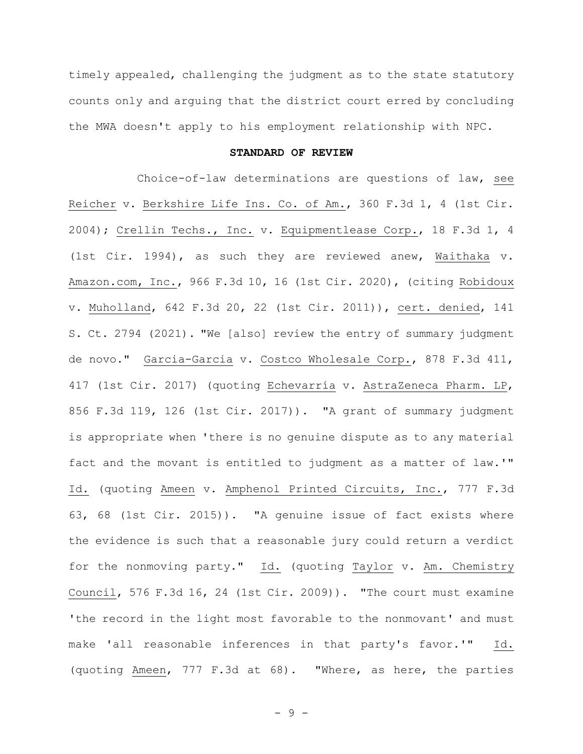timely appealed, challenging the judgment as to the state statutory counts only and arguing that the district court erred by concluding the MWA doesn't apply to his employment relationship with NPC.

**STANDARD OF REVIEW**

Choice-of-law determinations are questions of law, see Reicher v. Berkshire Life Ins. Co. of Am., 360 F.3d 1, 4 (1st Cir. 2004); Crellin Techs., Inc. v. Equipmentlease Corp., 18 F.3d 1, 4 (1st Cir. 1994), as such they are reviewed anew, Waithaka v. Amazon.com, Inc., 966 F.3d 10, 16 (1st Cir. 2020), (citing Robidoux v. Muholland, 642 F.3d 20, 22 (1st Cir. 2011)), cert. denied, 141 S. Ct. 2794 (2021). "We [also] review the entry of summary judgment de novo." Garcia-Garcia v. Costco Wholesale Corp., 878 F.3d 411, 417 (1st Cir. 2017) (quoting Echevarría v. AstraZeneca Pharm. LP, 856 F.3d 119, 126 (1st Cir. 2017)). "A grant of summary judgment is appropriate when 'there is no genuine dispute as to any material fact and the movant is entitled to judgment as a matter of law.'" Id. (quoting Ameen v. Amphenol Printed Circuits, Inc., 777 F.3d 63, 68 (1st Cir. 2015)). "A genuine issue of fact exists where the evidence is such that a reasonable jury could return a verdict for the nonmoving party." Id. (quoting Taylor v. Am. Chemistry Council, 576 F.3d 16, 24 (1st Cir. 2009)). "The court must examine 'the record in the light most favorable to the nonmovant' and must make 'all reasonable inferences in that party's favor.'" Id. (quoting Ameen, 777 F.3d at 68). "Where, as here, the parties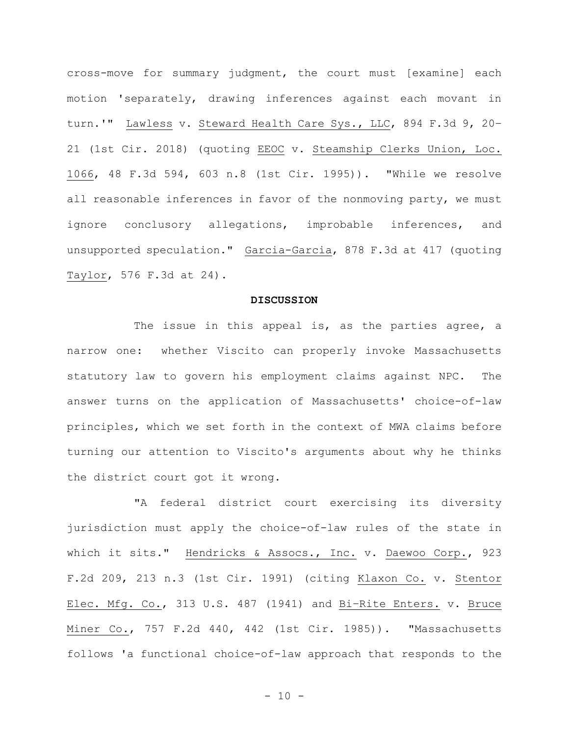cross-move for summary judgment, the court must [examine] each motion 'separately, drawing inferences against each movant in turn.'" Lawless v. Steward Health Care Sys., LLC, 894 F.3d 9, 20–21 (1st Cir. 2018) (quoting EEOC v. Steamship Clerks Union, Loc. 1066, 48 F.3d 594, 603 n.8 (1st Cir. 1995)). "While we resolve all reasonable inferences in favor of the nonmoving party, we must ignore conclusory allegations, improbable inferences, and unsupported speculation." Garcia-Garcia, 878 F.3d at 417 (quoting Taylor, 576 F.3d at 24).

**DISCUSSION**

The issue in this appeal is, as the parties agree, a narrow one: whether Viscito can properly invoke Massachusetts statutory law to govern his employment claims against NPC. The answer turns on the application of Massachusetts' choice-of-law principles, which we set forth in the context of MWA claims before turning our attention to Viscito's arguments about why he thinks the district court got it wrong.

"A federal district court exercising its diversity jurisdiction must apply the choice-of-law rules of the state in which it sits." Hendricks & Assocs., Inc. v. Daewoo Corp., 923 F.2d 209, 213 n.3 (1st Cir. 1991) (citing Klaxon Co. v. Stentor Elec. Mfg. Co., 313 U.S. 487 (1941) and Bi–Rite Enters. v. Bruce Miner Co., 757 F.2d 440, 442 (1st Cir. 1985)). "Massachusetts follows 'a functional choice-of-law approach that responds to the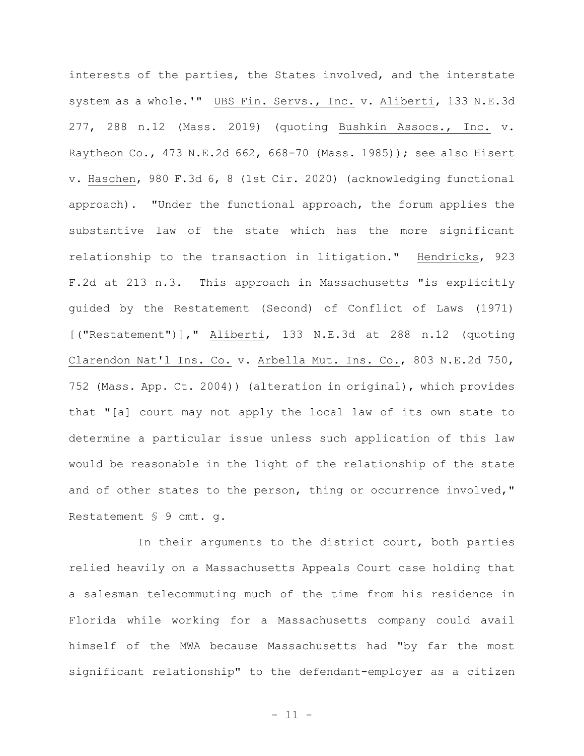interests of the parties, the States involved, and the interstate system as a whole.'" UBS Fin. Servs., Inc. v. Aliberti, 133 N.E.3d 277, 288 n.12 (Mass. 2019) (quoting Bushkin Assocs., Inc. v. Raytheon Co., 473 N.E.2d 662, 668-70 (Mass. 1985)); see also Hisert v. Haschen, 980 F.3d 6, 8 (1st Cir. 2020) (acknowledging functional approach). "Under the functional approach, the forum applies the substantive law of the state which has the more significant relationship to the transaction in litigation." Hendricks, 923 F.2d at 213 n.3. This approach in Massachusetts "is explicitly guided by the Restatement (Second) of Conflict of Laws (1971) [("Restatement")]," Aliberti, 133 N.E.3d at 288 n.12 (quoting Clarendon Nat'l Ins. Co. v. Arbella Mut. Ins. Co., 803 N.E.2d 750, 752 (Mass. App. Ct. 2004)) (alteration in original), which provides that "[a] court may not apply the local law of its own state to determine a particular issue unless such application of this law would be reasonable in the light of the relationship of the state and of other states to the person, thing or occurrence involved," Restatement § 9 cmt. g.

In their arguments to the district court, both parties relied heavily on a Massachusetts Appeals Court case holding that a salesman telecommuting much of the time from his residence in Florida while working for a Massachusetts company could avail himself of the MWA because Massachusetts had "by far the most significant relationship" to the defendant-employer as a citizen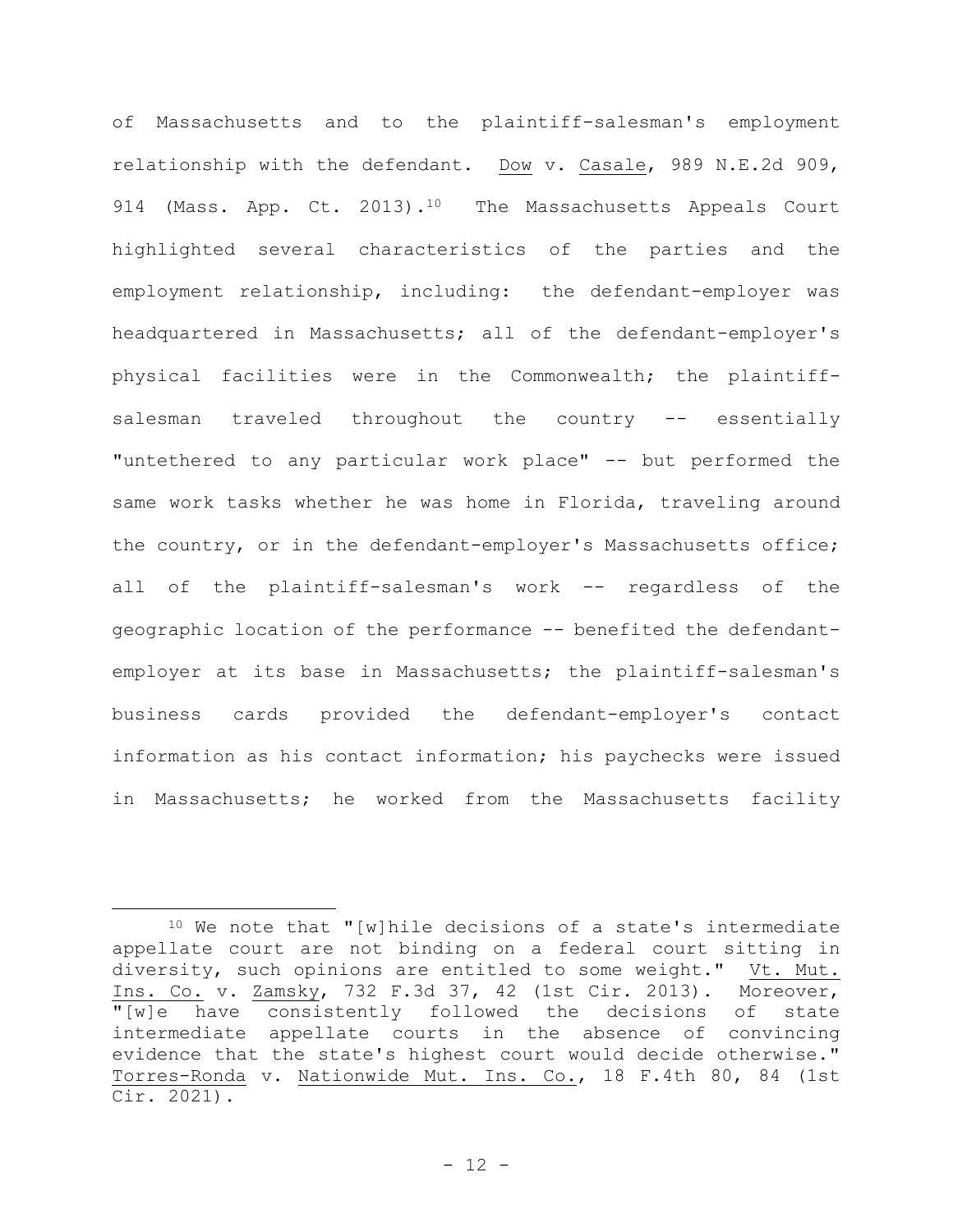of Massachusetts and to the plaintiff-salesman's employment relationship with the defendant. Dow v. Casale, 989 N.E.2d 909, 914 (Mass. App. Ct. 2013).[10] The Massachusetts Appeals Court highlighted several characteristics of the parties and the employment relationship, including: the defendant-employer was headquartered in Massachusetts; all of the defendant-employer's physical facilities were in the Commonwealth; the plaintiff-salesman traveled throughout the country -- essentially "untethered to any particular work place" -- but performed the same work tasks whether he was home in Florida, traveling around the country, or in the defendant-employer's Massachusetts office; all of the plaintiff-salesman's work -- regardless of the geographic location of the performance -- benefited the defendant-employer at its base in Massachusetts; the plaintiff-salesman's business cards provided the defendant-employer's contact information as his contact information; his paychecks were issued in Massachusetts; he worked from the Massachusetts facility

---

[10] We note that "[w]hile decisions of a state's intermediate appellate court are not binding on a federal court sitting in diversity, such opinions are entitled to some weight." Vt. Mut. Ins. Co. v. Zamsky, 732 F.3d 37, 42 (1st Cir. 2013). Moreover, "[w]e have consistently followed the decisions of state intermediate appellate courts in the absence of convincing evidence that the state's highest court would decide otherwise." Torres-Ronda v. Nationwide Mut. Ins. Co., 18 F.4th 80, 84 (1st Cir. 2021).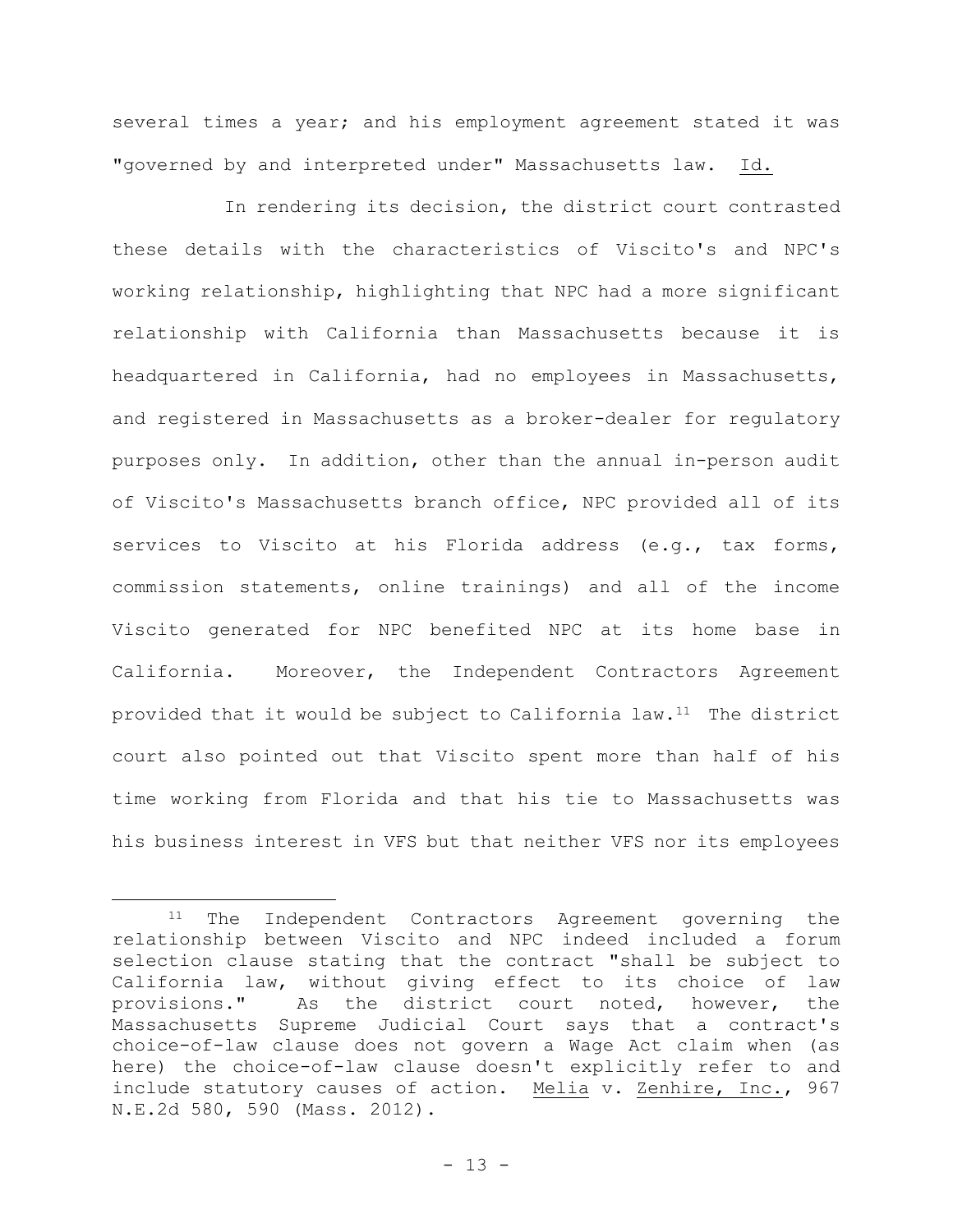several times a year; and his employment agreement stated it was "governed by and interpreted under" Massachusetts law. Id.

In rendering its decision, the district court contrasted these details with the characteristics of Viscito's and NPC's working relationship, highlighting that NPC had a more significant relationship with California than Massachusetts because it is headquartered in California, had no employees in Massachusetts, and registered in Massachusetts as a broker-dealer for regulatory purposes only. In addition, other than the annual in-person audit of Viscito's Massachusetts branch office, NPC provided all of its services to Viscito at his Florida address (e.g., tax forms, commission statements, online trainings) and all of the income Viscito generated for NPC benefited NPC at its home base in California. Moreover, the Independent Contractors Agreement provided that it would be subject to California law.[11] The district court also pointed out that Viscito spent more than half of his time working from Florida and that his tie to Massachusetts was his business interest in VFS but that neither VFS nor its employees

[11] The Independent Contractors Agreement governing the relationship between Viscito and NPC indeed included a forum selection clause stating that the contract "shall be subject to California law, without giving effect to its choice of law provisions." As the district court noted, however, the Massachusetts Supreme Judicial Court says that a contract's choice-of-law clause does not govern a Wage Act claim when (as here) the choice-of-law clause doesn't explicitly refer to and include statutory causes of action. Melia v. Zenhire, Inc., 967 N.E.2d 580, 590 (Mass. 2012).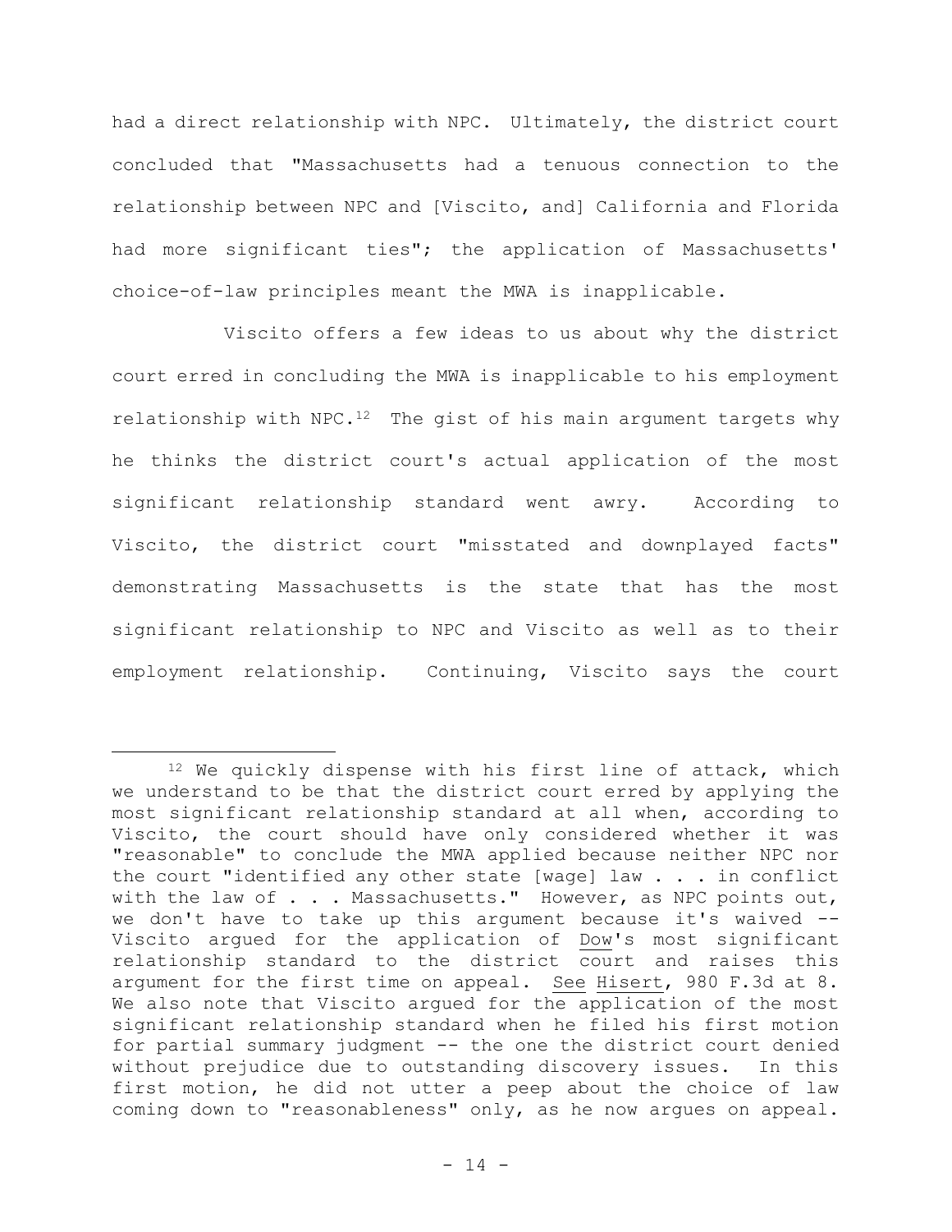had a direct relationship with NPC. Ultimately, the district court concluded that "Massachusetts had a tenuous connection to the relationship between NPC and [Viscito, and] California and Florida had more significant ties"; the application of Massachusetts' choice-of-law principles meant the MWA is inapplicable.

Viscito offers a few ideas to us about why the district court erred in concluding the MWA is inapplicable to his employment relationship with NPC.[12] The gist of his main argument targets why he thinks the district court's actual application of the most significant relationship standard went awry. According to Viscito, the district court "misstated and downplayed facts" demonstrating Massachusetts is the state that has the most significant relationship to NPC and Viscito as well as to their employment relationship. Continuing, Viscito says the court

---

[12] We quickly dispense with his first line of attack, which we understand to be that the district court erred by applying the most significant relationship standard at all when, according to Viscito, the court should have only considered whether it was "reasonable" to conclude the MWA applied because neither NPC nor the court "identified any other state [wage] law . . . in conflict with the law of . . . Massachusetts." However, as NPC points out, we don't have to take up this argument because it's waived -- Viscito argued for the application of Dow's most significant relationship standard to the district court and raises this argument for the first time on appeal. See Hisert, 980 F.3d at 8. We also note that Viscito argued for the application of the most significant relationship standard when he filed his first motion for partial summary judgment -- the one the district court denied without prejudice due to outstanding discovery issues. In this first motion, he did not utter a peep about the choice of law coming down to "reasonableness" only, as he now argues on appeal.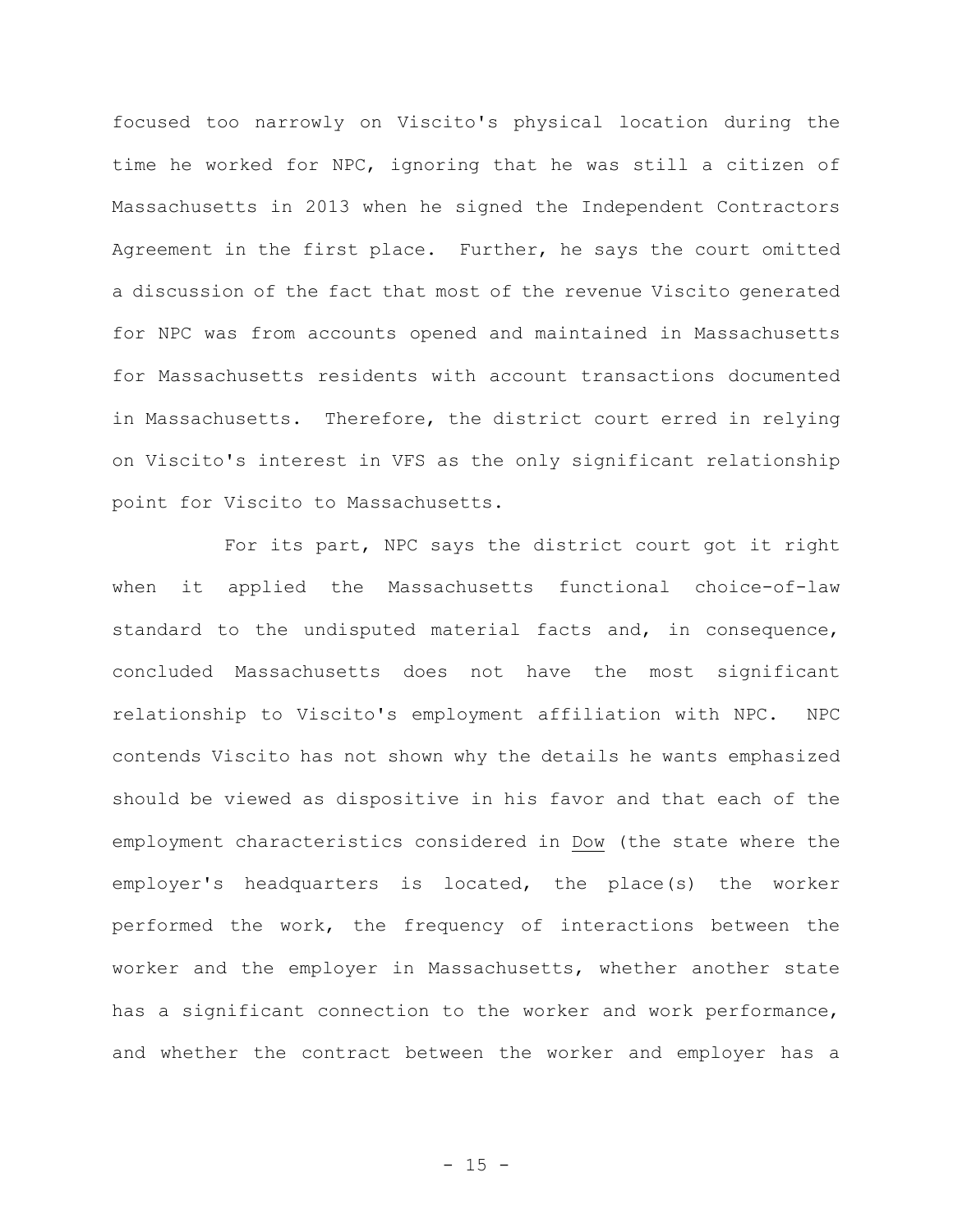focused too narrowly on Viscito's physical location during the time he worked for NPC, ignoring that he was still a citizen of Massachusetts in 2013 when he signed the Independent Contractors Agreement in the first place. Further, he says the court omitted a discussion of the fact that most of the revenue Viscito generated for NPC was from accounts opened and maintained in Massachusetts for Massachusetts residents with account transactions documented in Massachusetts. Therefore, the district court erred in relying on Viscito's interest in VFS as the only significant relationship point for Viscito to Massachusetts.

For its part, NPC says the district court got it right when it applied the Massachusetts functional choice-of-law standard to the undisputed material facts and, in consequence, concluded Massachusetts does not have the most significant relationship to Viscito's employment affiliation with NPC. NPC contends Viscito has not shown why the details he wants emphasized should be viewed as dispositive in his favor and that each of the employment characteristics considered in Dow (the state where the employer's headquarters is located, the place(s) the worker performed the work, the frequency of interactions between the worker and the employer in Massachusetts, whether another state has a significant connection to the worker and work performance, and whether the contract between the worker and employer has a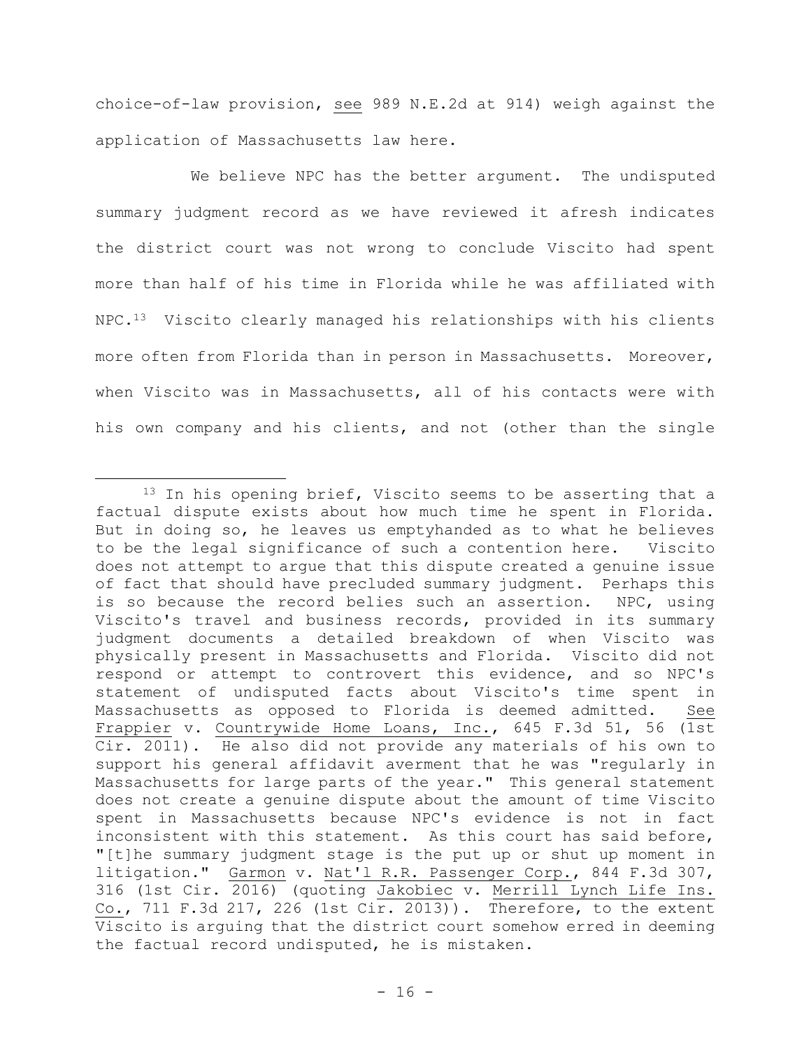choice-of-law provision, *see* 989 N.E.2d at 914) weigh against the application of Massachusetts law here.

We believe NPC has the better argument. The undisputed summary judgment record as we have reviewed it afresh indicates the district court was not wrong to conclude Viscito had spent more than half of his time in Florida while he was affiliated with NPC.[13] Viscito clearly managed his relationships with his clients more often from Florida than in person in Massachusetts. Moreover, when Viscito was in Massachusetts, all of his contacts were with his own company and his clients, and not (other than the single

---

[13] In his opening brief, Viscito seems to be asserting that a factual dispute exists about how much time he spent in Florida. But in doing so, he leaves us emptyhanded as to what he believes to be the legal significance of such a contention here. Viscito does not attempt to argue that this dispute created a genuine issue of fact that should have precluded summary judgment. Perhaps this is so because the record belies such an assertion. NPC, using Viscito's travel and business records, provided in its summary judgment documents a detailed breakdown of when Viscito was physically present in Massachusetts and Florida. Viscito did not respond or attempt to controvert this evidence, and so NPC's statement of undisputed facts about Viscito's time spent in Massachusetts as opposed to Florida is deemed admitted. *See* *Frappier* v. *Countrywide Home Loans, Inc.*, 645 F.3d 51, 56 (1st Cir. 2011). He also did not provide any materials of his own to support his general affidavit averment that he was "regularly in Massachusetts for large parts of the year." This general statement does not create a genuine dispute about the amount of time Viscito spent in Massachusetts because NPC's evidence is not in fact inconsistent with this statement. As this court has said before, "[t]he summary judgment stage is the put up or shut up moment in litigation." *Garmon* v. *Nat'l R.R. Passenger Corp.*, 844 F.3d 307, 316 (1st Cir. 2016) (quoting *Jakobiec* v. *Merrill Lynch Life Ins. Co.*, 711 F.3d 217, 226 (1st Cir. 2013)). Therefore, to the extent Viscito is arguing that the district court somehow erred in deeming the factual record undisputed, he is mistaken.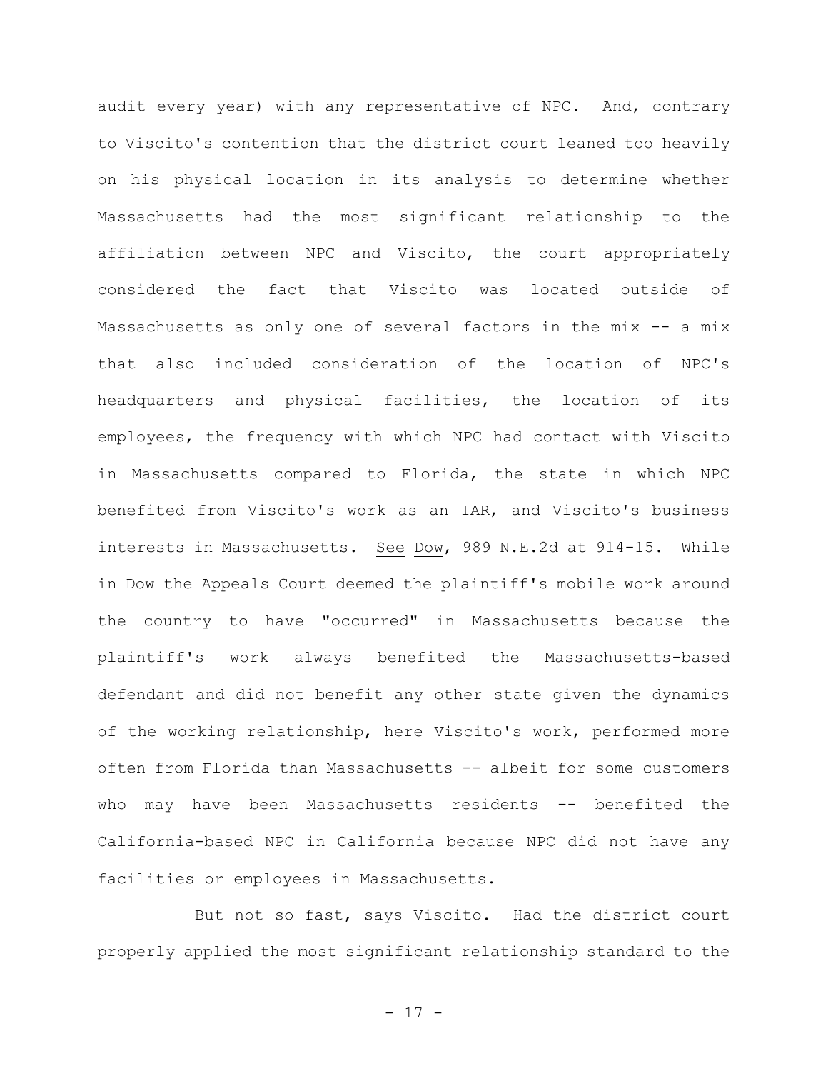audit every year) with any representative of NPC. And, contrary to Viscito's contention that the district court leaned too heavily on his physical location in its analysis to determine whether Massachusetts had the most significant relationship to the affiliation between NPC and Viscito, the court appropriately considered the fact that Viscito was located outside of Massachusetts as only one of several factors in the mix -- a mix that also included consideration of the location of NPC's headquarters and physical facilities, the location of its employees, the frequency with which NPC had contact with Viscito in Massachusetts compared to Florida, the state in which NPC benefited from Viscito's work as an IAR, and Viscito's business interests in Massachusetts. _See_ _Dow_, 989 N.E.2d at 914-15. While in _Dow_ the Appeals Court deemed the plaintiff's mobile work around the country to have "occurred" in Massachusetts because the plaintiff's work always benefited the Massachusetts-based defendant and did not benefit any other state given the dynamics of the working relationship, here Viscito's work, performed more often from Florida than Massachusetts -- albeit for some customers who may have been Massachusetts residents -- benefited the California-based NPC in California because NPC did not have any facilities or employees in Massachusetts.

But not so fast, says Viscito. Had the district court properly applied the most significant relationship standard to the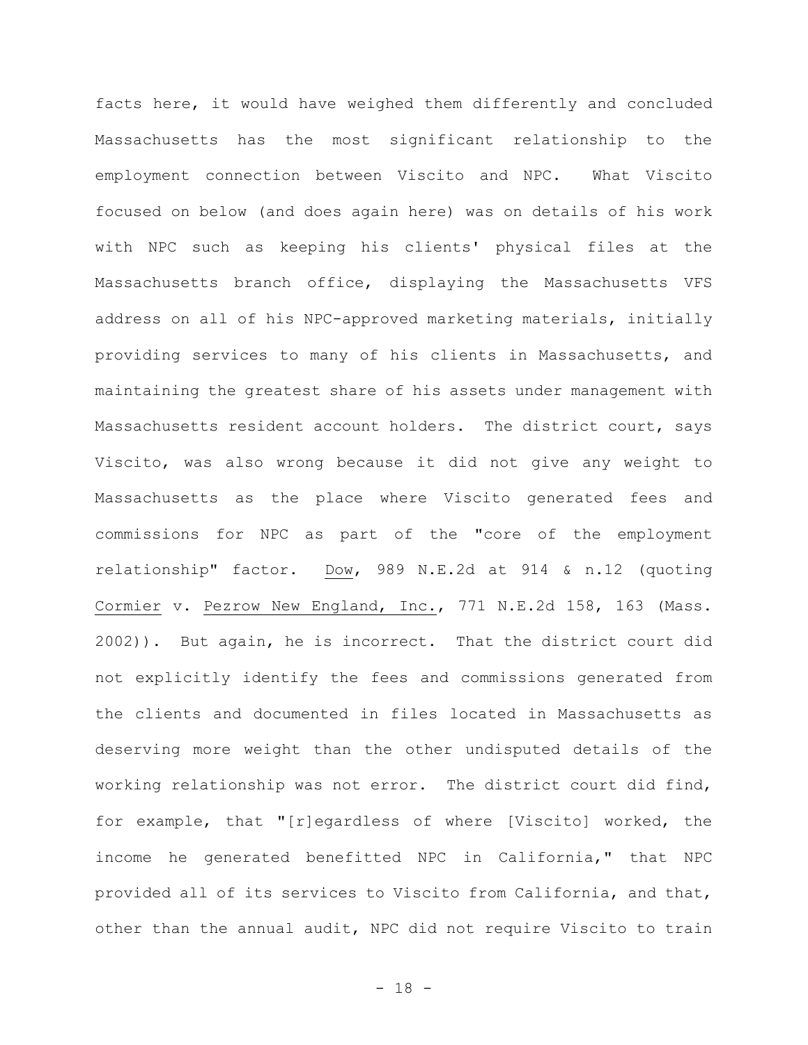facts here, it would have weighed them differently and concluded Massachusetts has the most significant relationship to the employment connection between Viscito and NPC. What Viscito focused on below (and does again here) was on details of his work with NPC such as keeping his clients' physical files at the Massachusetts branch office, displaying the Massachusetts VFS address on all of his NPC-approved marketing materials, initially providing services to many of his clients in Massachusetts, and maintaining the greatest share of his assets under management with Massachusetts resident account holders. The district court, says Viscito, was also wrong because it did not give any weight to Massachusetts as the place where Viscito generated fees and commissions for NPC as part of the "core of the employment relationship" factor. Dow, 989 N.E.2d at 914 & n.12 (quoting Cormier v. Pezrow New England, Inc., 771 N.E.2d 158, 163 (Mass. 2002)). But again, he is incorrect. That the district court did not explicitly identify the fees and commissions generated from the clients and documented in files located in Massachusetts as deserving more weight than the other undisputed details of the working relationship was not error. The district court did find, for example, that "[r]egardless of where [Viscito] worked, the income he generated benefitted NPC in California," that NPC provided all of its services to Viscito from California, and that, other than the annual audit, NPC did not require Viscito to train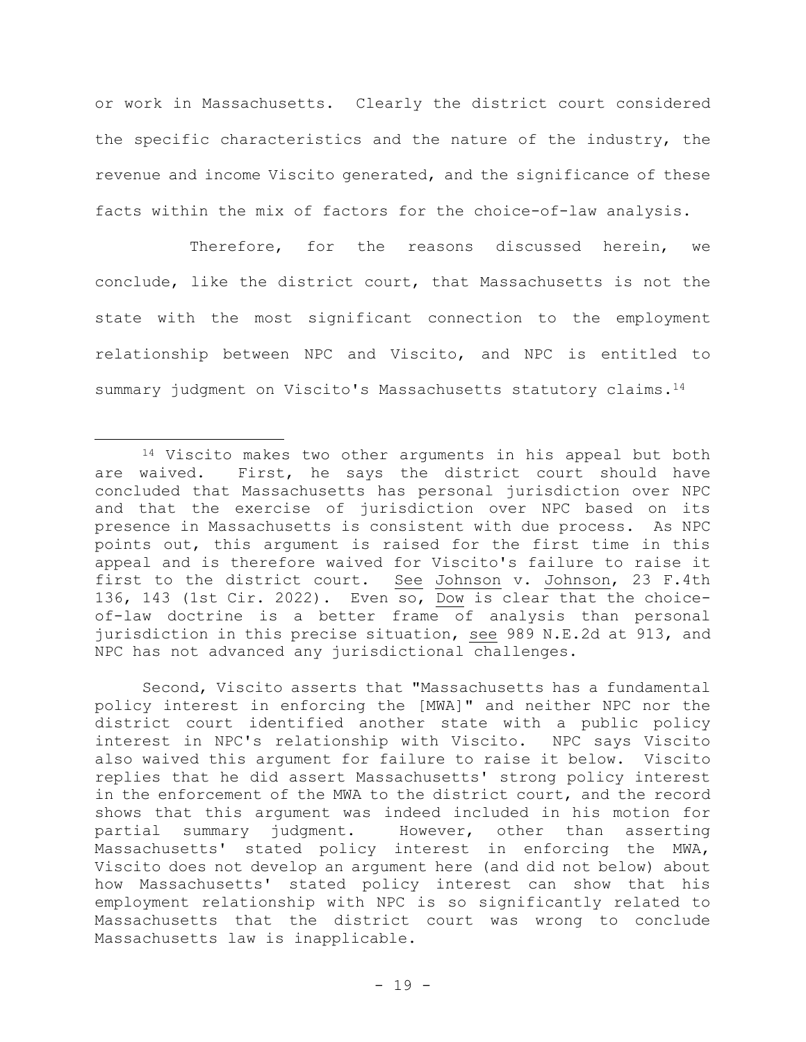or work in Massachusetts. Clearly the district court considered the specific characteristics and the nature of the industry, the revenue and income Viscito generated, and the significance of these facts within the mix of factors for the choice-of-law analysis.

Therefore, for the reasons discussed herein, we conclude, like the district court, that Massachusetts is not the state with the most significant connection to the employment relationship between NPC and Viscito, and NPC is entitled to summary judgment on Viscito's Massachusetts statutory claims.[14]

---

[14] Viscito makes two other arguments in his appeal but both are waived. First, he says the district court should have concluded that Massachusetts has personal jurisdiction over NPC and that the exercise of jurisdiction over NPC based on its presence in Massachusetts is consistent with due process. As NPC points out, this argument is raised for the first time in this appeal and is therefore waived for Viscito's failure to raise it first to the district court. See Johnson v. Johnson, 23 F.4th 136, 143 (1st Cir. 2022). Even so, Dow is clear that the choice-of-law doctrine is a better frame of analysis than personal jurisdiction in this precise situation, see 989 N.E.2d at 913, and NPC has not advanced any jurisdictional challenges.

Second, Viscito asserts that "Massachusetts has a fundamental policy interest in enforcing the [MWA]" and neither NPC nor the district court identified another state with a public policy interest in NPC's relationship with Viscito. NPC says Viscito also waived this argument for failure to raise it below. Viscito replies that he did assert Massachusetts' strong policy interest in the enforcement of the MWA to the district court, and the record shows that this argument was indeed included in his motion for partial summary judgment. However, other than asserting Massachusetts' stated policy interest in enforcing the MWA, Viscito does not develop an argument here (and did not below) about how Massachusetts' stated policy interest can show that his employment relationship with NPC is so significantly related to Massachusetts that the district court was wrong to conclude Massachusetts law is inapplicable.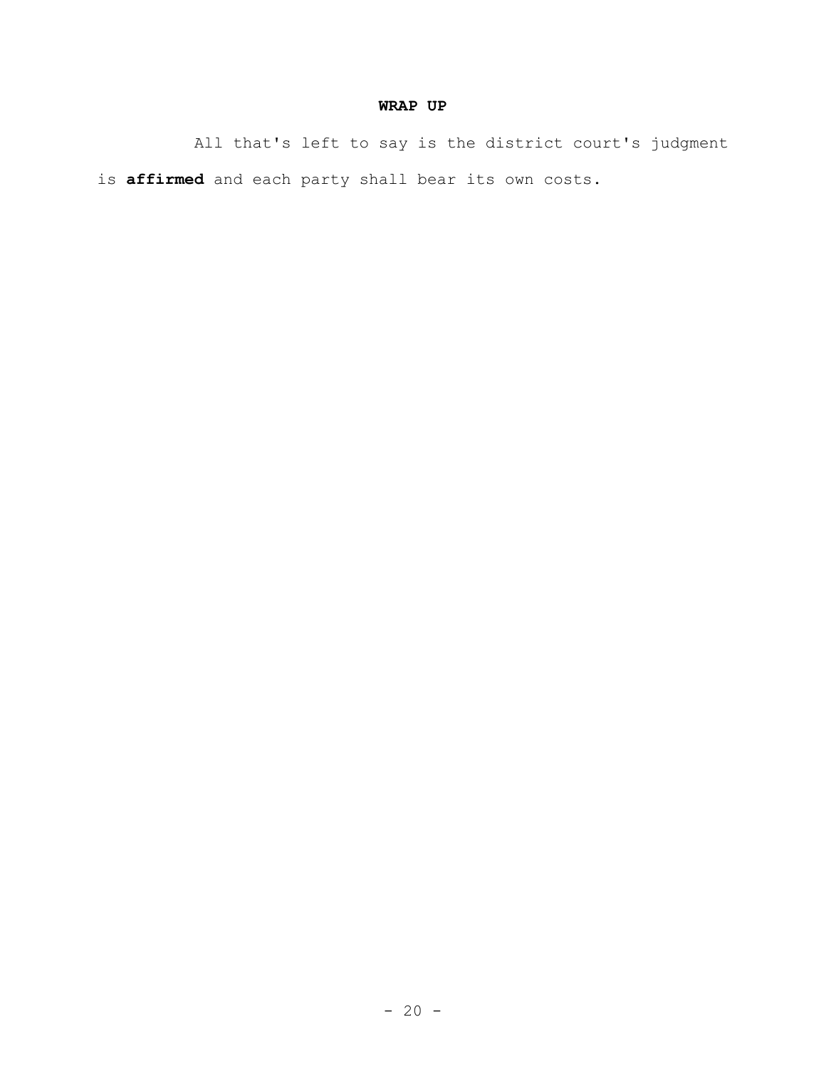## WRAP UP

All that's left to say is the district court's judgment is **affirmed** and each party shall bear its own costs.